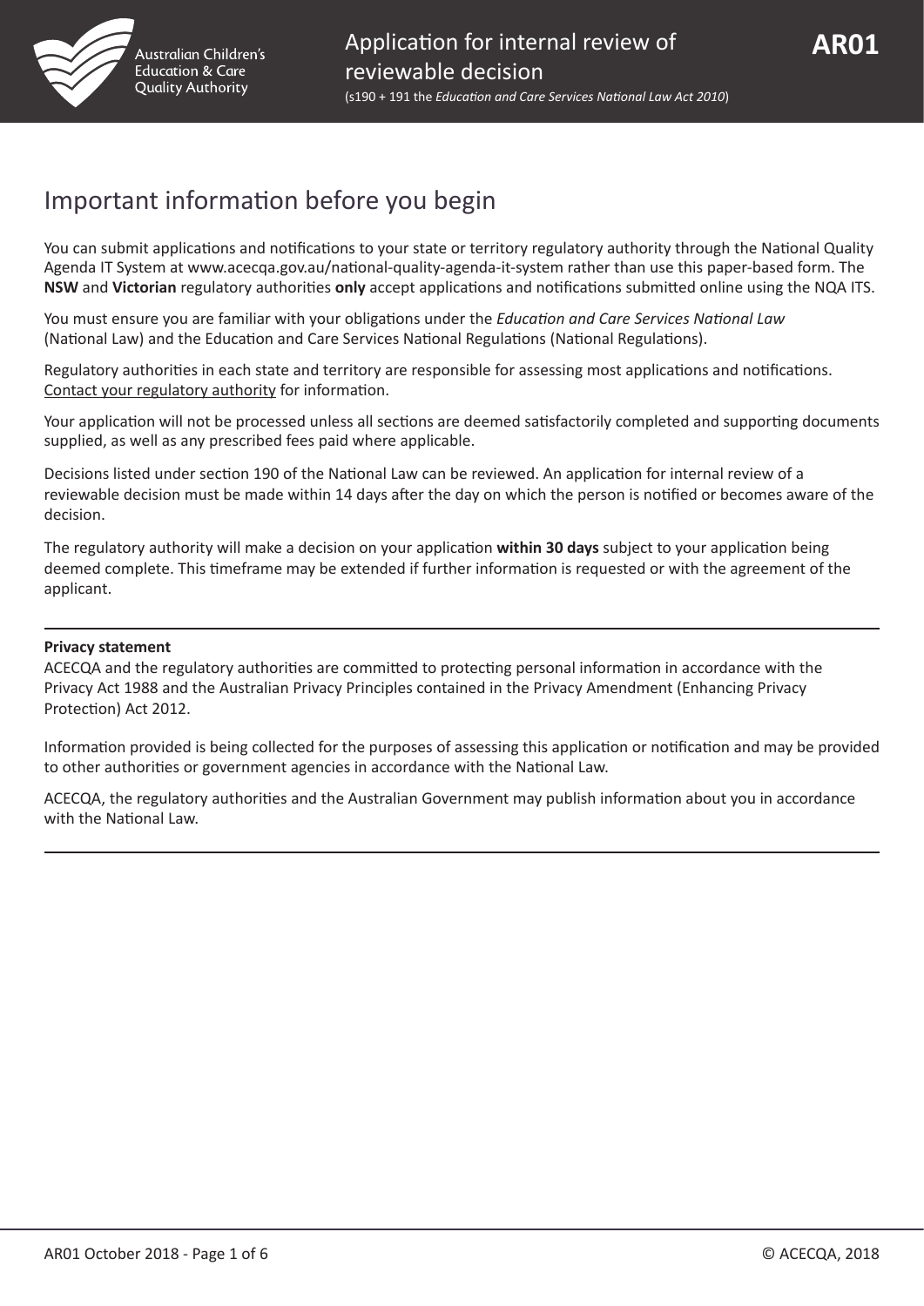Australian Children's Education & Care Quality Authority

# Application for internal review of reviewable decision

(s190 + 191 the *Education and Care Services National Law Act 2010*)

**AR01**

## Important information before you begin

You can submit applications and notifications to your state or territory regulatory authority through the National Quality Agenda IT System at www.acecqa.gov.au/national-quality-agenda-it-system rather than use this paper-based form. The **NSW** and **Victorian** regulatory authorities **only** accept applications and notifications submitted online using the NQA ITS.

You must ensure you are familiar with your obligations under the *Education and Care Services National Law* (National Law) and the Education and Care Services National Regulations (National Regulations).

Regulatory authorities in each state and territory are responsible for assessing most applications and notifications. Contact your regulatory authority for information.

Your application will not be processed unless all sections are deemed satisfactorily completed and supporting documents supplied, as well as any prescribed fees paid where applicable.

Decisions listed under section 190 of the National Law can be reviewed. An application for internal review of a reviewable decision must be made within 14 days after the day on which the person is notified or becomes aware of the decision.

The regulatory authority will make a decision on your application **within 30 days** subject to your application being deemed complete. This timeframe may be extended if further information is requested or with the agreement of the applicant.

---

**Privacy statement**

ACECQA and the regulatory authorities are committed to protecting personal information in accordance with the Privacy Act 1988 and the Australian Privacy Principles contained in the Privacy Amendment (Enhancing Privacy Protection) Act 2012.

Information provided is being collected for the purposes of assessing this application or notification and may be provided to other authorities or government agencies in accordance with the National Law.

ACECQA, the regulatory authorities and the Australian Government may publish information about you in accordance with the National Law.

---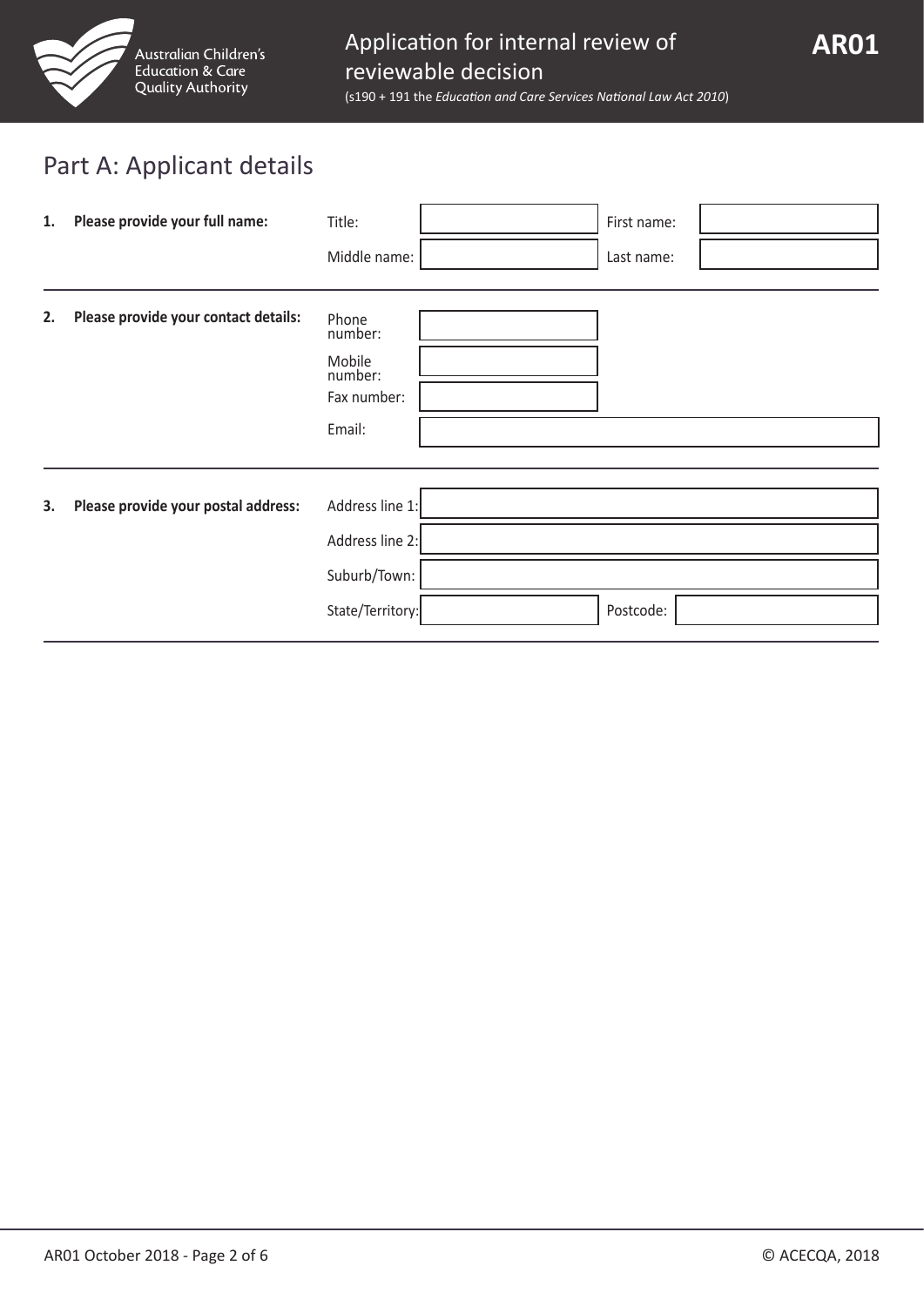# Part A: Applicant details

**1. Please provide your full name:**

| Title: | | First name: | |
|---|---|---|---|
| Middle name: | | Last name: | |

**2. Please provide your contact details:**

| Phone number: | |
|---|---|
| Mobile number: | |
| Fax number: | |
| Email: | |

**3. Please provide your postal address:**

| Address line 1: | | | |
|---|---|---|---|
| Address line 2: | | | |
| Suburb/Town: | | | |
| State/Territory: | | Postcode: | |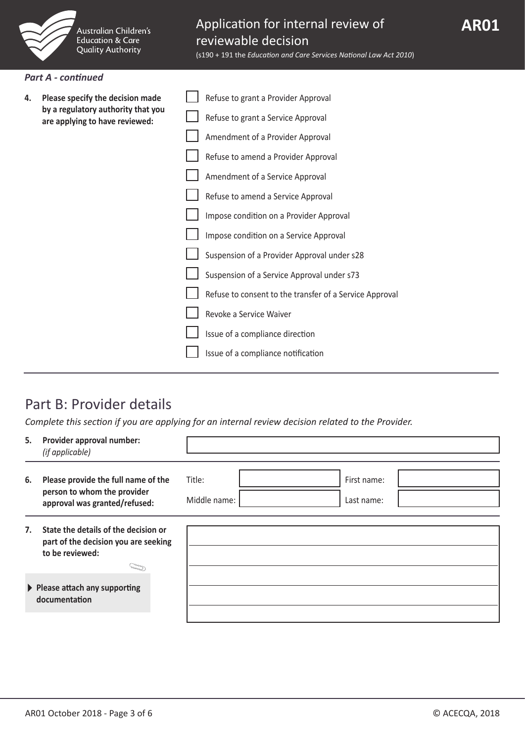*Part A - continued*

**4. Please specify the decision made by a regulatory authority that you are applying to have reviewed:**

- ☐ Refuse to grant a Provider Approval
- ☐ Refuse to grant a Service Approval
- ☐ Amendment of a Provider Approval
- ☐ Refuse to amend a Provider Approval
- ☐ Amendment of a Service Approval
- ☐ Refuse to amend a Service Approval
- ☐ Impose condition on a Provider Approval
- ☐ Impose condition on a Service Approval
- ☐ Suspension of a Provider Approval under s28
- ☐ Suspension of a Service Approval under s73
- ☐ Refuse to consent to the transfer of a Service Approval
- ☐ Revoke a Service Waiver
- ☐ Issue of a compliance direction
- ☐ Issue of a compliance notification

## Part B: Provider details

*Complete this section if you are applying for an internal review decision related to the Provider.*

**5. Provider approval number:** *(if applicable)*

**6. Please provide the full name of the person to whom the provider approval was granted/refused:**

| Title: | | First name: | |
|---|---|---|---|
| Middle name: | | Last name: | |

**7. State the details of the decision or part of the decision you are seeking to be reviewed:**

▶ **Please attach any supporting documentation**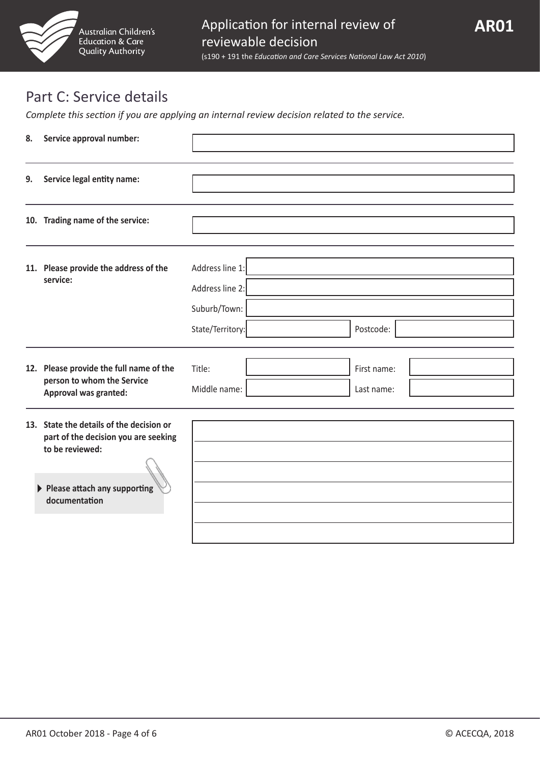## Part C: Service details

*Complete this section if you are applying an internal review decision related to the service.*

**8. Service approval number:**

**9. Service legal entity name:**

**10. Trading name of the service:**

**11. Please provide the address of the service:**

Address line 1:

Address line 2:

Suburb/Town:

State/Territory: Postcode:

**12. Please provide the full name of the person to whom the Service Approval was granted:**

Title: First name:

Middle name: Last name:

**13. State the details of the decision or part of the decision you are seeking to be reviewed:**

**Please attach any supporting documentation**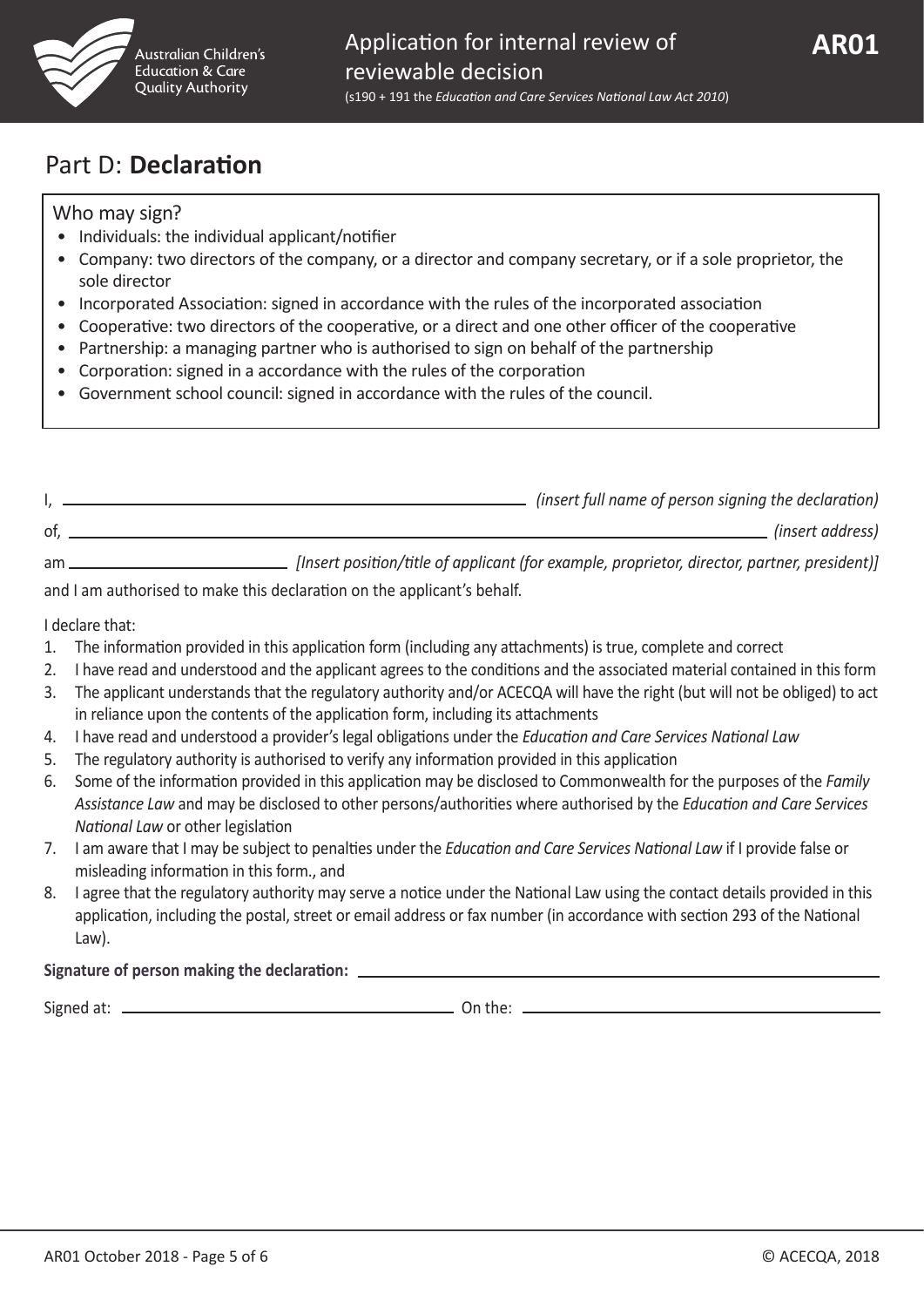## Part D: **Declaration**

### Who may sign?

- Individuals: the individual applicant/notifier
- Company: two directors of the company, or a director and company secretary, or if a sole proprietor, the sole director
- Incorporated Association: signed in accordance with the rules of the incorporated association
- Cooperative: two directors of the cooperative, or a direct and one other officer of the cooperative
- Partnership: a managing partner who is authorised to sign on behalf of the partnership
- Corporation: signed in a accordance with the rules of the corporation
- Government school council: signed in accordance with the rules of the council.

I, ______________________________ *(insert full name of person signing the declaration)*

of, ______________________________ *(insert address)*

am ______________ *[Insert position/title of applicant (for example, proprietor, director, partner, president)]*

and I am authorised to make this declaration on the applicant's behalf.

I declare that:

1. The information provided in this application form (including any attachments) is true, complete and correct
2. I have read and understood and the applicant agrees to the conditions and the associated material contained in this form
3. The applicant understands that the regulatory authority and/or ACECQA will have the right (but will not be obliged) to act in reliance upon the contents of the application form, including its attachments
4. I have read and understood a provider's legal obligations under the *Education and Care Services National Law*
5. The regulatory authority is authorised to verify any information provided in this application
6. Some of the information provided in this application may be disclosed to Commonwealth for the purposes of the *Family Assistance Law* and may be disclosed to other persons/authorities where authorised by the *Education and Care Services National Law* or other legislation
7. I am aware that I may be subject to penalties under the *Education and Care Services National Law* if I provide false or misleading information in this form., and
8. I agree that the regulatory authority may serve a notice under the National Law using the contact details provided in this application, including the postal, street or email address or fax number (in accordance with section 293 of the National Law).

**Signature of person making the declaration:** ______________________________

Signed at: ______________________________ On the: ______________________________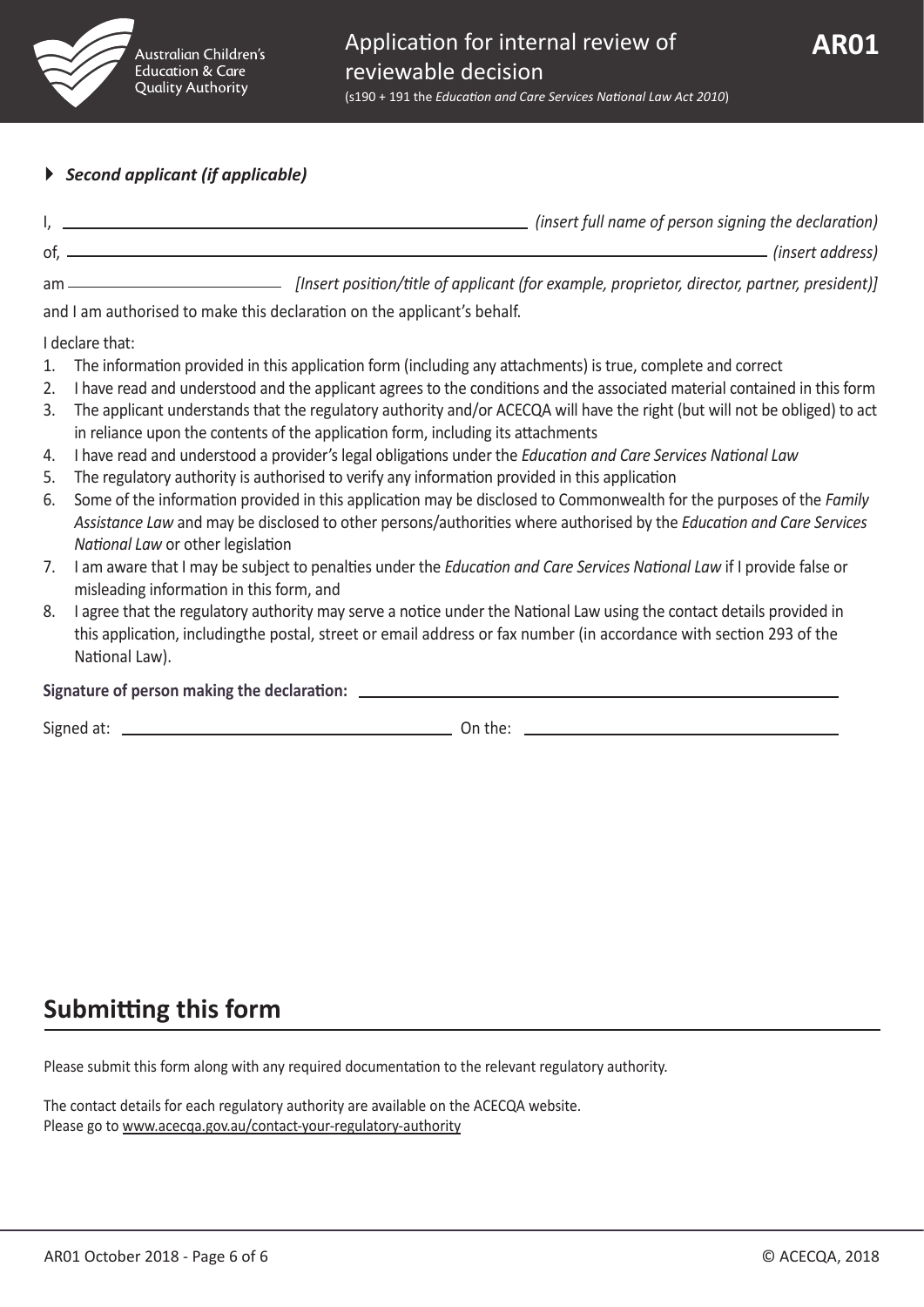***Second applicant (if applicable)***

I, ______________________________ *(insert full name of person signing the declaration)*

of, ______________________________ *(insert address)*

am ______________ *[Insert position/title of applicant (for example, proprietor, director, partner, president)]*

and I am authorised to make this declaration on the applicant's behalf.

I declare that:

1. The information provided in this application form (including any attachments) is true, complete and correct
2. I have read and understood and the applicant agrees to the conditions and the associated material contained in this form
3. The applicant understands that the regulatory authority and/or ACECQA will have the right (but will not be obliged) to act in reliance upon the contents of the application form, including its attachments
4. I have read and understood a provider's legal obligations under the *Education and Care Services National Law*
5. The regulatory authority is authorised to verify any information provided in this application
6. Some of the information provided in this application may be disclosed to Commonwealth for the purposes of the *Family Assistance Law* and may be disclosed to other persons/authorities where authorised by the *Education and Care Services National Law* or other legislation
7. I am aware that I may be subject to penalties under the *Education and Care Services National Law* if I provide false or misleading information in this form, and
8. I agree that the regulatory authority may serve a notice under the National Law using the contact details provided in this application, includingthe postal, street or email address or fax number (in accordance with section 293 of the National Law).

**Signature of person making the declaration:** ______________________________

Signed at: ______________________ On the: ______________________

## Submitting this form

Please submit this form along with any required documentation to the relevant regulatory authority.

The contact details for each regulatory authority are available on the ACECQA website.
Please go to www.acecqa.gov.au/contact-your-regulatory-authority